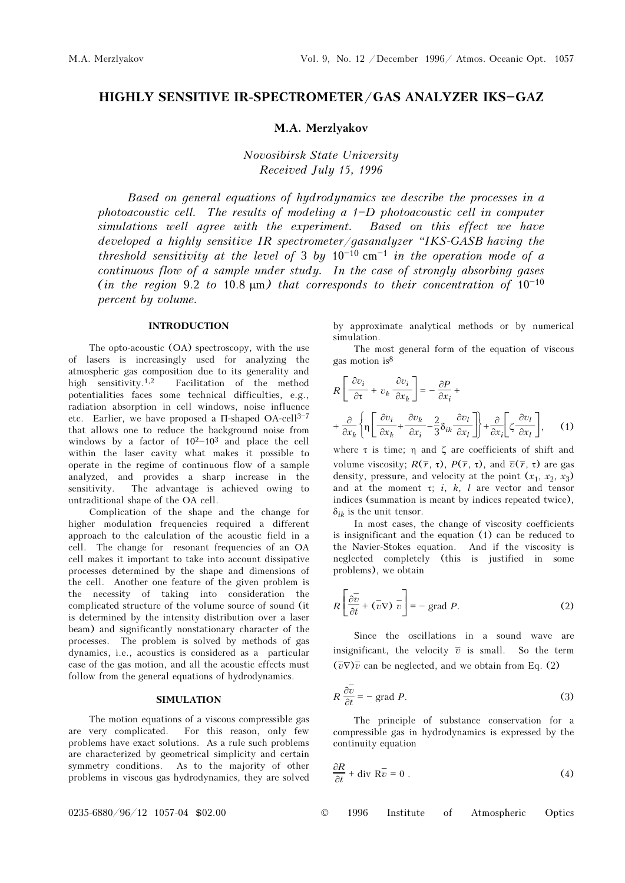# HIGHLY SENSITIVE IR-SPECTROMETER/GAS ANALYZER IKS–GAZ

**M.A. Merzlyakov**

*Novosibirsk State University*
*Received July 15, 1996*

*Based on general equations of hydrodynamics we describe the processes in a photoacoustic cell. The results of modeling a 1–D photoacoustic cell in computer simulations well agree with the experiment. Based on this effect we have developed a highly sensitive IR spectrometer/gasanalyzer "IKS-GASB having the threshold sensitivity at the level of 3 by $10^{-10}$ cm$^{-1}$ in the operation mode of a continuous flow of a sample under study. In the case of strongly absorbing gases (in the region 9.2 to 10.8 μm) that corresponds to their concentration of $10^{-10}$ percent by volume.*

## INTRODUCTION

The opto-acoustic (OA) spectroscopy, with the use of lasers is increasingly used for analyzing the atmospheric gas composition due to its generality and high sensitivity.[1,2] Facilitation of the method potentialities faces some technical difficulties, e.g., radiation absorption in cell windows, noise influence etc. Earlier, we have proposed a Π-shaped OA-cell[3–7] that allows one to reduce the background noise from windows by a factor of $10^2$–$10^3$ and place the cell within the laser cavity what makes it possible to operate in the regime of continuous flow of a sample analyzed, and provides a sharp increase in the sensitivity. The advantage is achieved owing to untraditional shape of the OA cell.

Complication of the shape and the change for higher modulation frequencies required a different approach to the calculation of the acoustic field in a cell. The change for resonant frequencies of an OA cell makes it important to take into account dissipative processes determined by the shape and dimensions of the cell. Another one feature of the given problem is the necessity of taking into consideration the complicated structure of the volume source of sound (it is determined by the intensity distribution over a laser beam) and significantly nonstationary character of the processes. The problem is solved by methods of gas dynamics, i.e., acoustics is considered as a particular case of the gas motion, and all the acoustic effects must follow from the general equations of hydrodynamics.

## SIMULATION

The motion equations of a viscous compressible gas are very complicated. For this reason, only few problems have exact solutions. As a rule such problems are characterized by geometrical simplicity and certain symmetry conditions. As to the majority of other problems in viscous gas hydrodynamics, they are solved by approximate analytical methods or by numerical simulation.

The most general form of the equation of viscous gas motion is[8]

$$R\left[\frac{\partial v_i}{\partial \tau} + v_k \frac{\partial v_i}{\partial x_k}\right] = -\frac{\partial P}{\partial x_i} + \frac{\partial}{\partial x_k}\left\{\eta\left[\frac{\partial v_i}{\partial x_k} + \frac{\partial v_k}{\partial x_i} - \frac{2}{3}\delta_{ik}\frac{\partial v_l}{\partial x_l}\right]\right\} + \frac{\partial}{\partial x_i}\left[\zeta\frac{\partial v_l}{\partial x_l}\right], \quad (1)$$

where $\tau$ is time; $\eta$ and $\zeta$ are coefficients of shift and volume viscosity; $R(\bar{r}, \tau)$, $P(\bar{r}, \tau)$, and $\bar{v}(\bar{r}, \tau)$ are gas density, pressure, and velocity at the point $(x_1, x_2, x_3)$ and at the moment $\tau$; $i$, $k$, $l$ are vector and tensor indices (summation is meant by indices repeated twice), $\delta_{ik}$ is the unit tensor.

In most cases, the change of viscosity coefficients is insignificant and the equation (1) can be reduced to the Navier-Stokes equation. And if the viscosity is neglected completely (this is justified in some problems), we obtain

$$R\left[\frac{\partial \bar{v}}{\partial t} + (\bar{v}\nabla)\,\bar{v}\right] = -\,\mathrm{grad}\,P. \quad (2)$$

Since the oscillations in a sound wave are insignificant, the velocity $\bar{v}$ is small. So the term $(\bar{v}\nabla)\bar{v}$ can be neglected, and we obtain from Eq. (2)

$$R\,\frac{\partial \bar{v}}{\partial t} = -\,\mathrm{grad}\,P. \quad (3)$$

The principle of substance conservation for a compressible gas in hydrodynamics is expressed by the continuity equation

$$\frac{\partial R}{\partial t} + \mathrm{div}\,R\bar{v} = 0\,. \quad (4)$$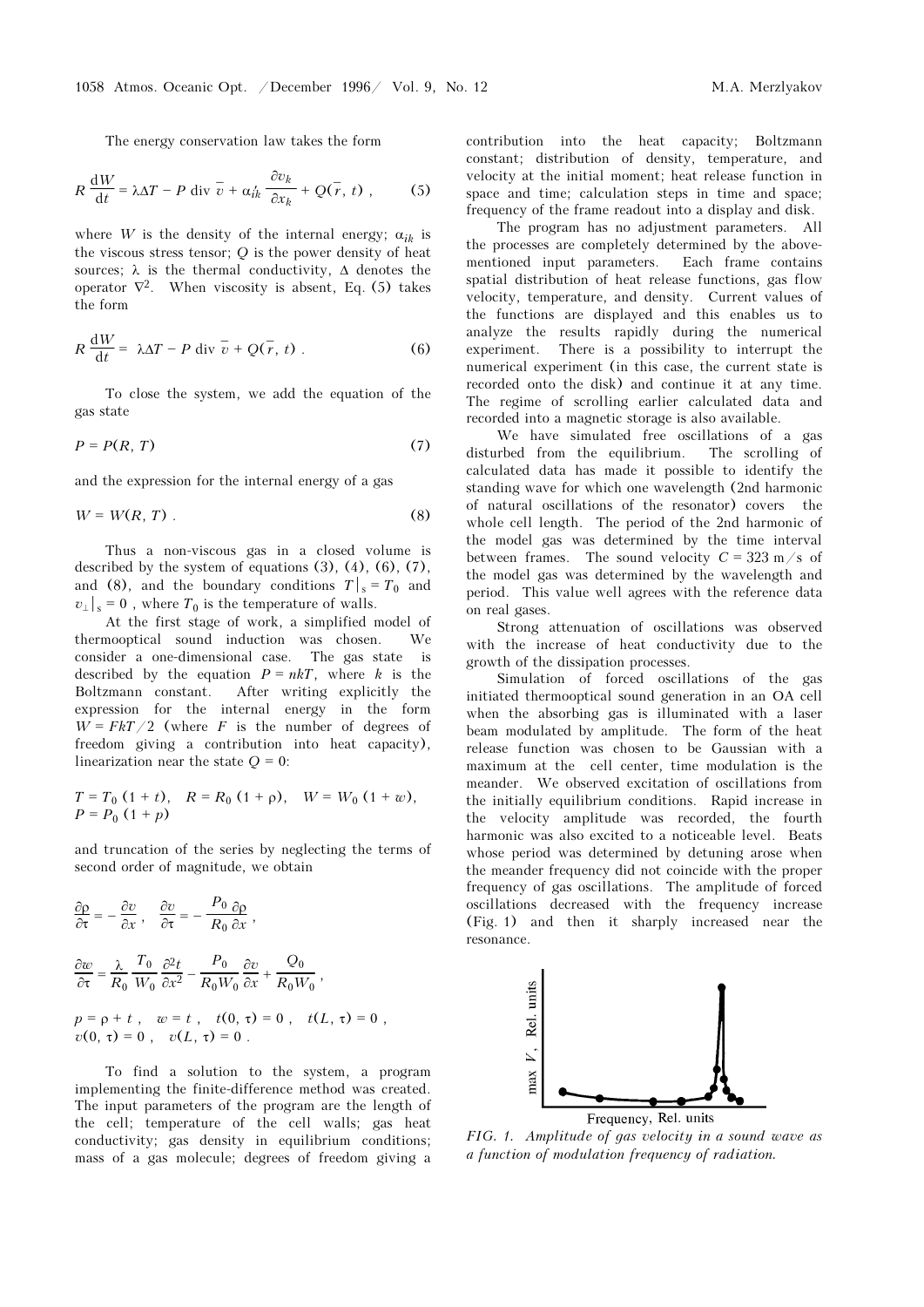The energy conservation law takes the form

$$R\,\frac{\mathrm{d}W}{\mathrm{d}t} = \lambda\Delta T - P\,\mathrm{div}\,\bar{v} + \alpha'_{ik}\,\frac{\partial v_k}{\partial x_k} + Q(\bar{r},\,t)\ , \qquad (5)$$

where $W$ is the density of the internal energy; $\alpha_{ik}$ is the viscous stress tensor; $Q$ is the power density of heat sources; $\lambda$ is the thermal conductivity, $\Delta$ denotes the operator $\nabla^2$. When viscosity is absent, Eq. (5) takes the form

$$R\,\frac{\mathrm{d}W}{\mathrm{d}t} = \lambda\Delta T - P\,\mathrm{div}\,\bar{v} + Q(\bar{r},\,t)\ . \qquad (6)$$

To close the system, we add the equation of the gas state

$$P = P(R,\,T) \qquad (7)$$

and the expression for the internal energy of a gas

$$W = W(R,\,T)\ . \qquad (8)$$

Thus a non-viscous gas in a closed volume is described by the system of equations (3), (4), (6), (7), and (8), and the boundary conditions $T|_s = T_0$ and $v_\perp|_s = 0$ , where $T_0$ is the temperature of walls.

At the first stage of work, a simplified model of thermooptical sound induction was chosen. We consider a one-dimensional case. The gas state is described by the equation $P = nkT$, where $k$ is the Boltzmann constant. After writing explicitly the expression for the internal energy in the form $W = FkT/2$ (where $F$ is the number of degrees of freedom giving a contribution into heat capacity), linearization near the state $Q = 0$:

$$T = T_0\,(1 + t),\quad R = R_0\,(1 + \rho),\quad W = W_0\,(1 + w),$$
$$P = P_0\,(1 + p)$$

and truncation of the series by neglecting the terms of second order of magnitude, we obtain

$$\frac{\partial \rho}{\partial \tau} = -\,\frac{\partial v}{\partial x}\ ,\quad \frac{\partial v}{\partial \tau} = -\,\frac{P_0}{R_0}\frac{\partial \rho}{\partial x}\ ,$$

$$\frac{\partial w}{\partial \tau} = \frac{\lambda}{R_0}\,\frac{T_0}{W_0}\,\frac{\partial^2 t}{\partial x^2} - \frac{P_0}{R_0 W_0}\,\frac{\partial v}{\partial x} + \frac{Q_0}{R_0 W_0}\ ,$$

$$p = \rho + t\ ,\quad w = t\ ,\quad t(0,\,\tau) = 0\ ,\quad t(L,\,\tau) = 0\ ,$$
$$v(0,\,\tau) = 0\ ,\quad v(L,\,\tau) = 0\ .$$

To find a solution to the system, a program implementing the finite-difference method was created. The input parameters of the program are the length of the cell; temperature of the cell walls; gas heat conductivity; gas density in equilibrium conditions; mass of a gas molecule; degrees of freedom giving a contribution into the heat capacity; Boltzmann constant; distribution of density, temperature, and velocity at the initial moment; heat release function in space and time; calculation steps in time and space; frequency of the frame readout into a display and disk.

The program has no adjustment parameters. All the processes are completely determined by the above-mentioned input parameters. Each frame contains spatial distribution of heat release functions, gas flow velocity, temperature, and density. Current values of the functions are displayed and this enables us to analyze the results rapidly during the numerical experiment. There is a possibility to interrupt the numerical experiment (in this case, the current state is recorded onto the disk) and continue it at any time. The regime of scrolling earlier calculated data and recorded into a magnetic storage is also available.

We have simulated free oscillations of a gas disturbed from the equilibrium. The scrolling of calculated data has made it possible to identify the standing wave for which one wavelength (2nd harmonic of natural oscillations of the resonator) covers the whole cell length. The period of the 2nd harmonic of the model gas was determined by the time interval between frames. The sound velocity $C = 323$ m/s of the model gas was determined by the wavelength and period. This value well agrees with the reference data on real gases.

Strong attenuation of oscillations was observed with the increase of heat conductivity due to the growth of the dissipation processes.

Simulation of forced oscillations of the gas initiated thermooptical sound generation in an OA cell when the absorbing gas is illuminated with a laser beam modulated by amplitude. The form of the heat release function was chosen to be Gaussian with a maximum at the cell center, time modulation is the meander. We observed excitation of oscillations from the initially equilibrium conditions. Rapid increase in the velocity amplitude was recorded, the fourth harmonic was also excited to a noticeable level. Beats whose period was determined by detuning arose when the meander frequency did not coincide with the proper frequency of gas oscillations. The amplitude of forced oscillations decreased with the frequency increase (Fig. 1) and then it sharply increased near the resonance.

*FIG. 1. Amplitude of gas velocity in a sound wave as a function of modulation frequency of radiation.*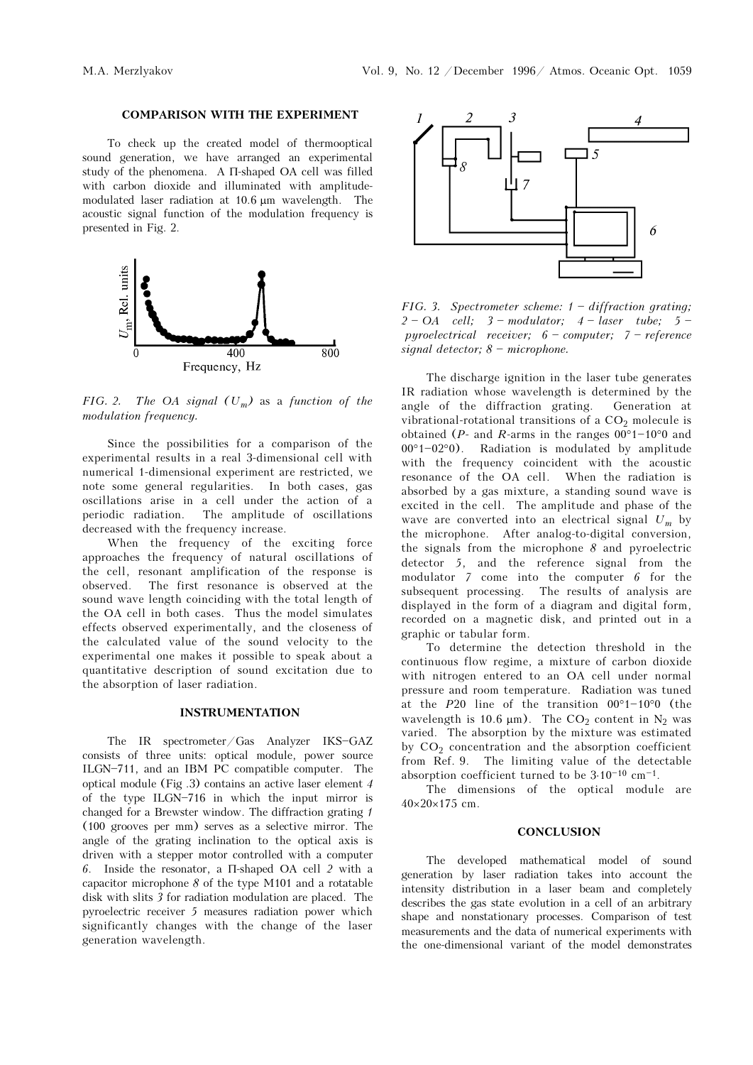### COMPARISON WITH THE EXPERIMENT

To check up the created model of thermooptical sound generation, we have arranged an experimental study of the phenomena. A Π-shaped OA cell was filled with carbon dioxide and illuminated with amplitude-modulated laser radiation at 10.6 μm wavelength. The acoustic signal function of the modulation frequency is presented in Fig. 2.

*FIG. 2. The OA signal ($U_m$) as a function of the modulation frequency.*

Since the possibilities for a comparison of the experimental results in a real 3-dimensional cell with numerical 1-dimensional experiment are restricted, we note some general regularities. In both cases, gas oscillations arise in a cell under the action of a periodic radiation. The amplitude of oscillations decreased with the frequency increase.

When the frequency of the exciting force approaches the frequency of natural oscillations of the cell, resonant amplification of the response is observed. The first resonance is observed at the sound wave length coinciding with the total length of the OA cell in both cases. Thus the model simulates effects observed experimentally, and the closeness of the calculated value of the sound velocity to the experimental one makes it possible to speak about a quantitative description of sound excitation due to the absorption of laser radiation.

### INSTRUMENTATION

The IR spectrometer/Gas Analyzer IKS–GAZ consists of three units: optical module, power source ILGN–711, and an IBM PC compatible computer. The optical module (Fig .3) contains an active laser element *4* of the type ILGN–716 in which the input mirror is changed for a Brewster window. The diffraction grating *1* (100 grooves per mm) serves as a selective mirror. The angle of the grating inclination to the optical axis is driven with a stepper motor controlled with a computer *6*. Inside the resonator, a Π-shaped OA cell *2* with a capacitor microphone *8* of the type M101 and a rotatable disk with slits *3* for radiation modulation are placed. The pyroelectric receiver *5* measures radiation power which significantly changes with the change of the laser generation wavelength.

*FIG. 3. Spectrometer scheme: 1 – diffraction grating; 2 – OA cell; 3 – modulator; 4 – laser tube; 5 – pyroelectrical receiver; 6 – computer; 7 – reference signal detector; 8 – microphone.*

The discharge ignition in the laser tube generates IR radiation whose wavelength is determined by the angle of the diffraction grating. Generation at vibrational-rotational transitions of a $CO_2$ molecule is obtained (*P*- and *R*-arms in the ranges 00°1–10°0 and 00°1–02°0). Radiation is modulated by amplitude with the frequency coincident with the acoustic resonance of the OA cell. When the radiation is absorbed by a gas mixture, a standing sound wave is excited in the cell. The amplitude and phase of the wave are converted into an electrical signal $U_m$ by the microphone. After analog-to-digital conversion, the signals from the microphone *8* and pyroelectric detector *5*, and the reference signal from the modulator *7* come into the computer *6* for the subsequent processing. The results of analysis are displayed in the form of a diagram and digital form, recorded on a magnetic disk, and printed out in a graphic or tabular form.

To determine the detection threshold in the continuous flow regime, a mixture of carbon dioxide with nitrogen entered to an OA cell under normal pressure and room temperature. Radiation was tuned at the *P*20 line of the transition 00°1–10°0 (the wavelength is 10.6 μm). The $CO_2$ content in $N_2$ was varied. The absorption by the mixture was estimated by $CO_2$ concentration and the absorption coefficient from Ref. 9. The limiting value of the detectable absorption coefficient turned to be $3 \cdot 10^{-10}$ cm$^{-1}$.

The dimensions of the optical module are 40×20×175 cm.

### CONCLUSION

The developed mathematical model of sound generation by laser radiation takes into account the intensity distribution in a laser beam and completely describes the gas state evolution in a cell of an arbitrary shape and nonstationary processes. Comparison of test measurements and the data of numerical experiments with the one-dimensional variant of the model demonstrates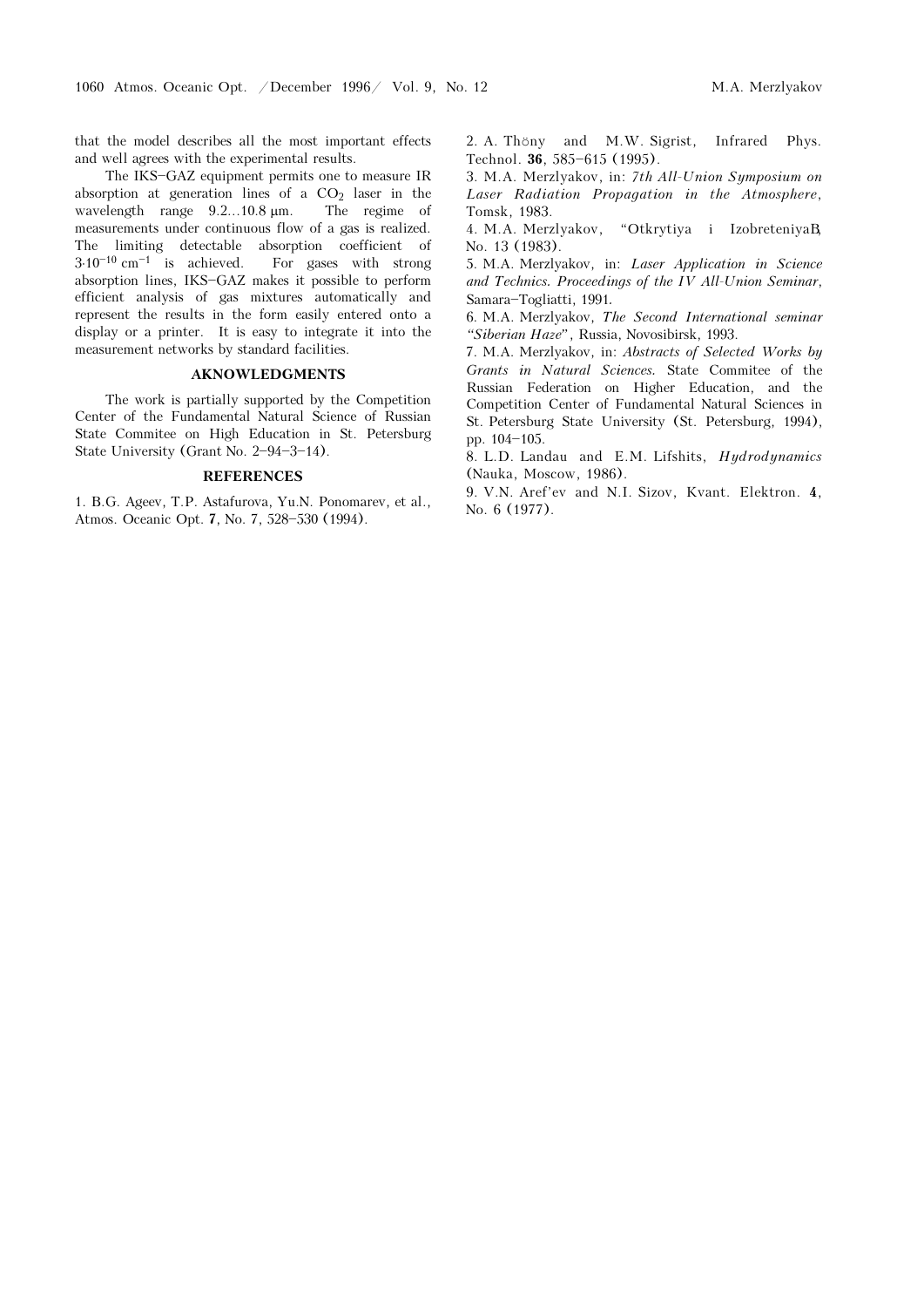that the model describes all the most important effects and well agrees with the experimental results.

The IKS–GAZ equipment permits one to measure IR absorption at generation lines of a $CO_2$ laser in the wavelength range 9.2...10.8 μm. The regime of measurements under continuous flow of a gas is realized. The limiting detectable absorption coefficient of $3{\cdot}10^{-10}$ cm$^{-1}$ is achieved. For gases with strong absorption lines, IKS–GAZ makes it possible to perform efficient analysis of gas mixtures automatically and represent the results in the form easily entered onto a display or a printer. It is easy to integrate it into the measurement networks by standard facilities.

## AKNOWLEDGMENTS

The work is partially supported by the Competition Center of the Fundamental Natural Science of Russian State Commitee on High Education in St. Petersburg State University (Grant No. 2–94–3–14).

## REFERENCES

1. B.G. Ageev, T.P. Astafurova, Yu.N. Ponomarev, et al., Atmos. Oceanic Opt. **7**, No. 7, 528–530 (1994).

2. A. Thöny and M.W. Sigrist, Infrared Phys. Technol. **36**, 585–615 (1995).

3. M.A. Merzlyakov, in: *7th All-Union Symposium on Laser Radiation Propagation in the Atmosphere*, Tomsk, 1983.

4. M.A. Merzlyakov, "Otkrytiya i IzobreteniyaB, No. 13 (1983).

5. M.A. Merzlyakov, in: *Laser Application in Science and Technics. Proceedings of the IV All-Union Seminar*, Samara–Togliatti, 1991.

6. M.A. Merzlyakov, *The Second International seminar "Siberian Haze"*, Russia, Novosibirsk, 1993.

7. M.A. Merzlyakov, in: *Abstracts of Selected Works by Grants in Natural Sciences.* State Commitee of the Russian Federation on Higher Education, and the Competition Center of Fundamental Natural Sciences in St. Petersburg State University (St. Petersburg, 1994), pp. 104–105.

8. L.D. Landau and E.M. Lifshits, *Hydrodynamics* (Nauka, Moscow, 1986).

9. V.N. Aref'ev and N.I. Sizov, Kvant. Elektron. **4**, No. 6 (1977).